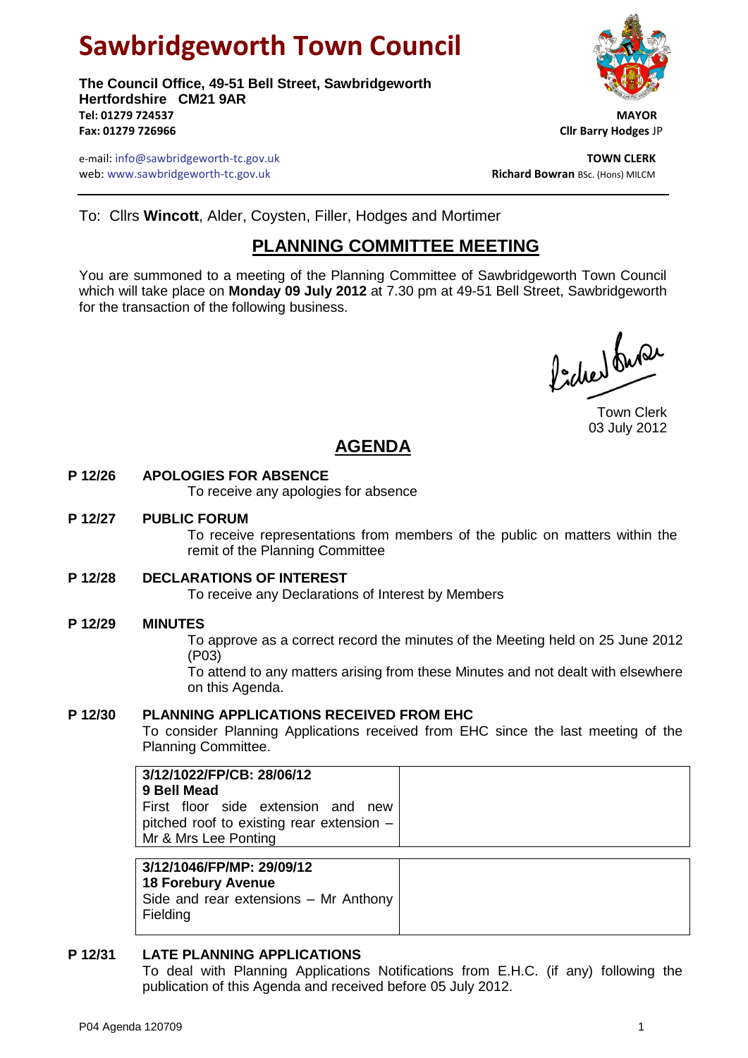# Sawbridgeworth Town Council

**The Council Office, 49-51 Bell Street, Sawbridgeworth**
**Hertfordshire CM21 9AR**
**Tel: 01279 724537**
**Fax: 01279 726966**

**MAYOR**
**Cllr Barry Hodges** JP

e-mail: info@sawbridgeworth-tc.gov.uk
web: www.sawbridgeworth-tc.gov.uk

**TOWN CLERK**
**Richard Bowran** BSc. (Hons) MILCM

To: Cllrs **Wincott**, Alder, Coysten, Filler, Hodges and Mortimer

## PLANNING COMMITTEE MEETING

You are summoned to a meeting of the Planning Committee of Sawbridgeworth Town Council which will take place on **Monday 09 July 2012** at 7.30 pm at 49-51 Bell Street, Sawbridgeworth for the transaction of the following business.

Town Clerk
03 July 2012

## AGENDA

**P 12/26 APOLOGIES FOR ABSENCE**

To receive any apologies for absence

**P 12/27 PUBLIC FORUM**

To receive representations from members of the public on matters within the remit of the Planning Committee

**P 12/28 DECLARATIONS OF INTEREST**

To receive any Declarations of Interest by Members

**P 12/29 MINUTES**

To approve as a correct record the minutes of the Meeting held on 25 June 2012 (P03)

To attend to any matters arising from these Minutes and not dealt with elsewhere on this Agenda.

**P 12/30 PLANNING APPLICATIONS RECEIVED FROM EHC**

To consider Planning Applications received from EHC since the last meeting of the Planning Committee.

| | |
|---|---|
| **3/12/1022/FP/CB: 28/06/12**<br>**9 Bell Mead**<br>First floor side extension and new pitched roof to existing rear extension – Mr & Mrs Lee Ponting | |

| | |
|---|---|
| **3/12/1046/FP/MP: 29/09/12**<br>**18 Forebury Avenue**<br>Side and rear extensions – Mr Anthony Fielding | |

**P 12/31 LATE PLANNING APPLICATIONS**

To deal with Planning Applications Notifications from E.H.C. (if any) following the publication of this Agenda and received before 05 July 2012.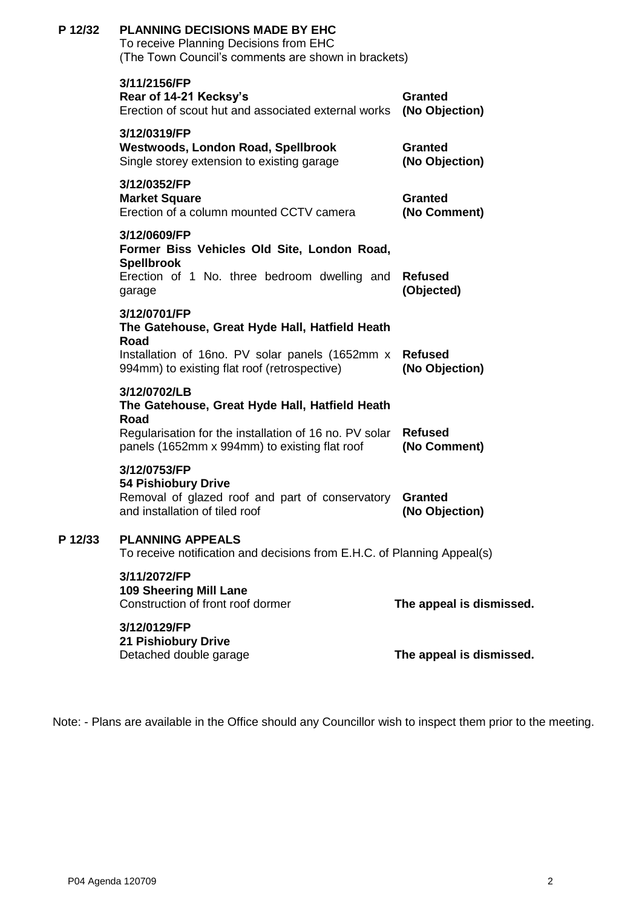**P 12/32 PLANNING DECISIONS MADE BY EHC**

To receive Planning Decisions from EHC
(The Town Council's comments are shown in brackets)

**3/11/2156/FP**
**Rear of 14-21 Kecksy's**
Erection of scout hut and associated external works — **Granted (No Objection)**

**3/12/0319/FP**
**Westwoods, London Road, Spellbrook**
Single storey extension to existing garage — **Granted (No Objection)**

**3/12/0352/FP**
**Market Square**
Erection of a column mounted CCTV camera — **Granted (No Comment)**

**3/12/0609/FP**
**Former Biss Vehicles Old Site, London Road, Spellbrook**
Erection of 1 No. three bedroom dwelling and garage — **Refused (Objected)**

**3/12/0701/FP**
**The Gatehouse, Great Hyde Hall, Hatfield Heath Road**
Installation of 16no. PV solar panels (1652mm x 994mm) to existing flat roof (retrospective) — **Refused (No Objection)**

**3/12/0702/LB**
**The Gatehouse, Great Hyde Hall, Hatfield Heath Road**
Regularisation for the installation of 16 no. PV solar panels (1652mm x 994mm) to existing flat roof — **Refused (No Comment)**

**3/12/0753/FP**
**54 Pishiobury Drive**
Removal of glazed roof and part of conservatory and installation of tiled roof — **Granted (No Objection)**

**P 12/33 PLANNING APPEALS**

To receive notification and decisions from E.H.C. of Planning Appeal(s)

**3/11/2072/FP**
**109 Sheering Mill Lane**
Construction of front roof dormer — **The appeal is dismissed.**

**3/12/0129/FP**
**21 Pishiobury Drive**
Detached double garage — **The appeal is dismissed.**

Note: - Plans are available in the Office should any Councillor wish to inspect them prior to the meeting.

P04 Agenda 120709